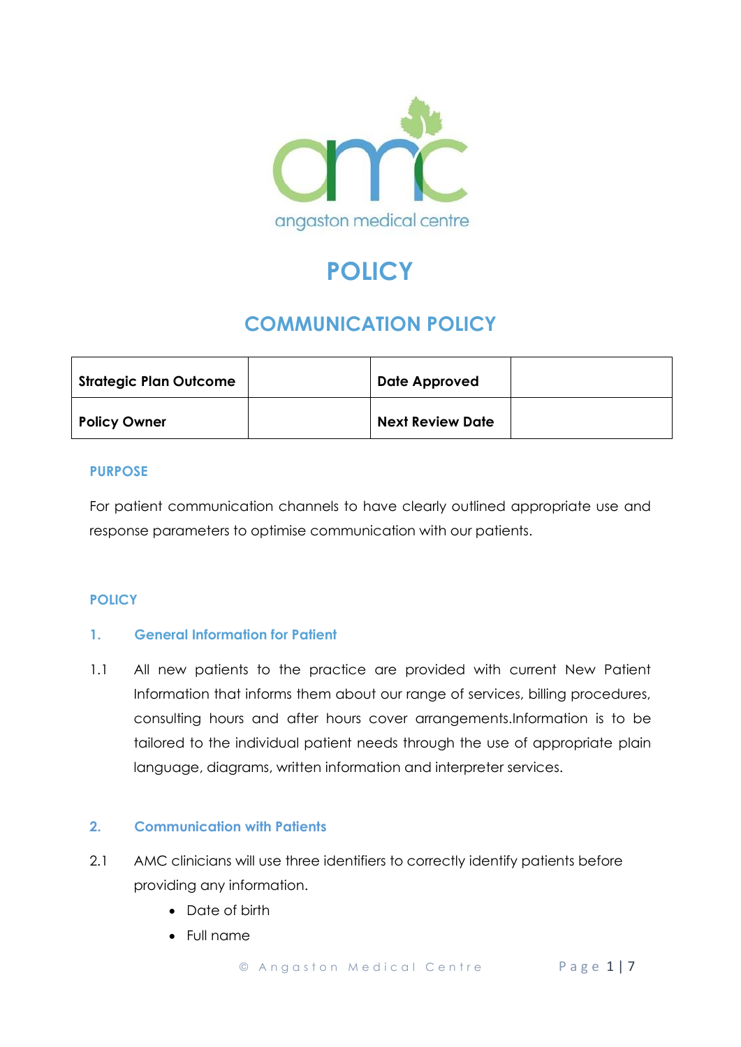angaston medical centre

# POLICY

## COMMUNICATION POLICY

| Strategic Plan Outcome | | Date Approved | |
|---|---|---|---|
| Policy Owner | | Next Review Date | |

### PURPOSE

For patient communication channels to have clearly outlined appropriate use and response parameters to optimise communication with our patients.

### POLICY

### 1. General Information for Patient

1.1 All new patients to the practice are provided with current New Patient Information that informs them about our range of services, billing procedures, consulting hours and after hours cover arrangements.Information is to be tailored to the individual patient needs through the use of appropriate plain language, diagrams, written information and interpreter services.

### 2. Communication with Patients

2.1 AMC clinicians will use three identifiers to correctly identify patients before providing any information.

- Date of birth
- Full name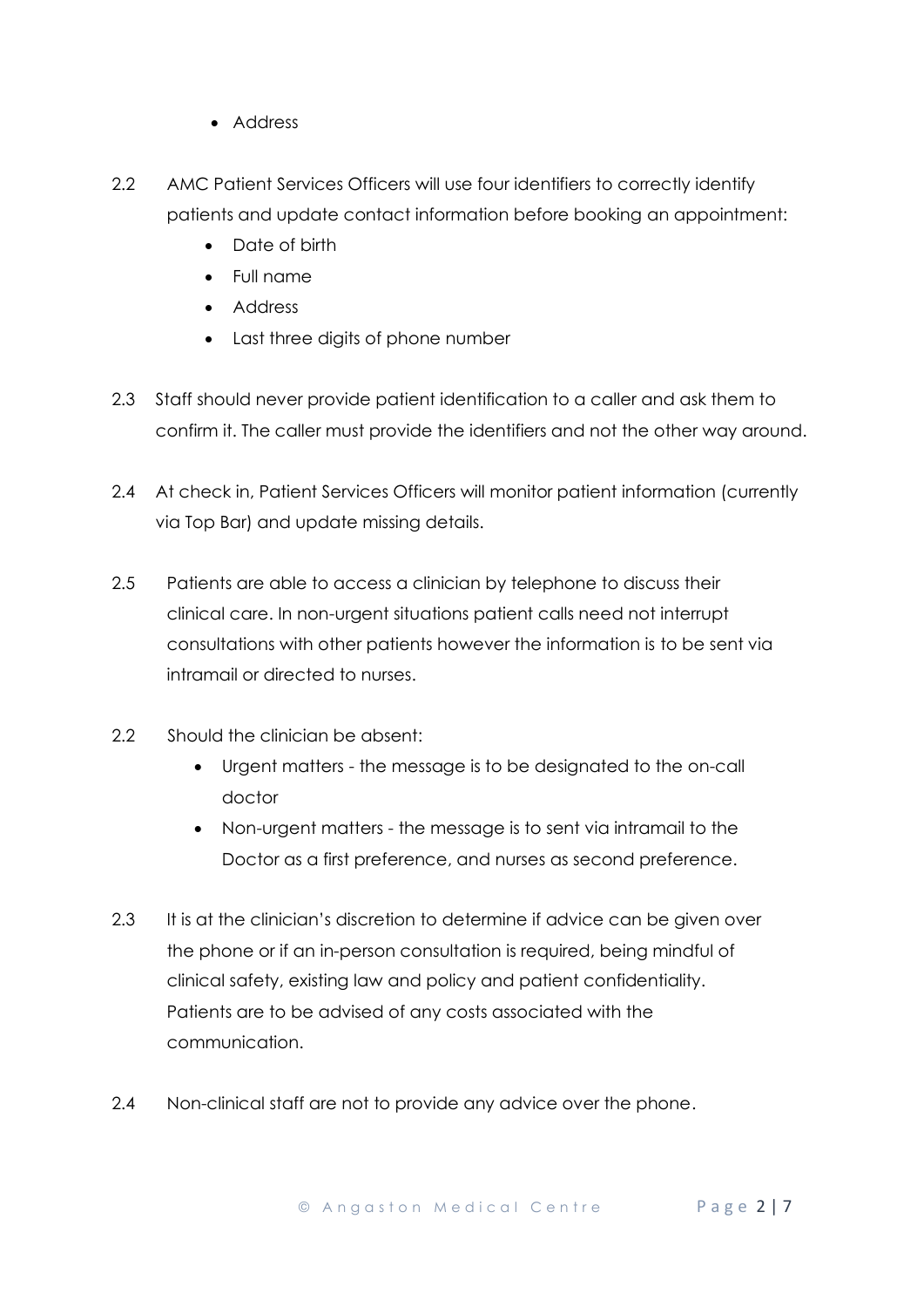- Address

2.2 AMC Patient Services Officers will use four identifiers to correctly identify patients and update contact information before booking an appointment:

- Date of birth
- Full name
- Address
- Last three digits of phone number

2.3 Staff should never provide patient identification to a caller and ask them to confirm it. The caller must provide the identifiers and not the other way around.

2.4 At check in, Patient Services Officers will monitor patient information (currently via Top Bar) and update missing details.

2.5 Patients are able to access a clinician by telephone to discuss their clinical care. In non-urgent situations patient calls need not interrupt consultations with other patients however the information is to be sent via intramail or directed to nurses.

2.2 Should the clinician be absent:

- Urgent matters - the message is to be designated to the on-call doctor
- Non-urgent matters - the message is to sent via intramail to the Doctor as a first preference, and nurses as second preference.

2.3 It is at the clinician's discretion to determine if advice can be given over the phone or if an in-person consultation is required, being mindful of clinical safety, existing law and policy and patient confidentiality. Patients are to be advised of any costs associated with the communication.

2.4 Non-clinical staff are not to provide any advice over the phone.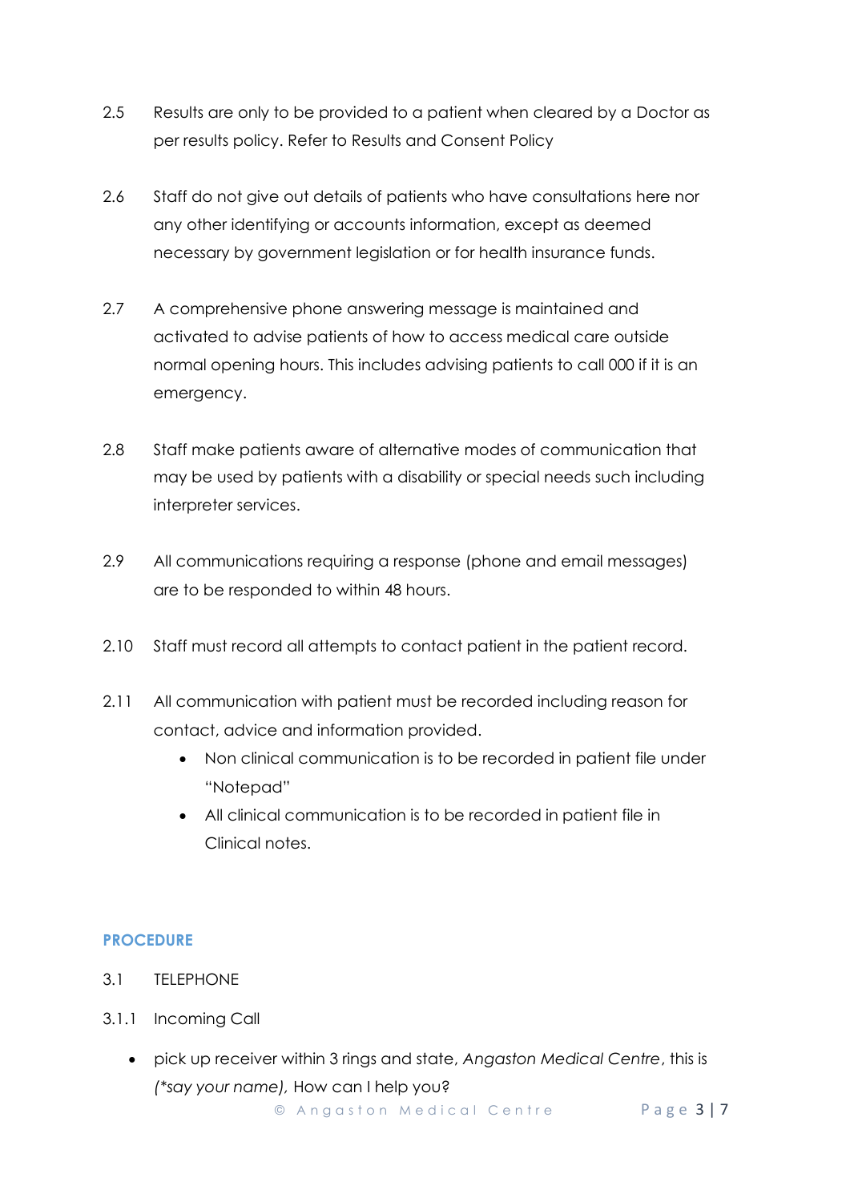2.5 Results are only to be provided to a patient when cleared by a Doctor as per results policy. Refer to Results and Consent Policy

2.6 Staff do not give out details of patients who have consultations here nor any other identifying or accounts information, except as deemed necessary by government legislation or for health insurance funds.

2.7 A comprehensive phone answering message is maintained and activated to advise patients of how to access medical care outside normal opening hours. This includes advising patients to call 000 if it is an emergency.

2.8 Staff make patients aware of alternative modes of communication that may be used by patients with a disability or special needs such including interpreter services.

2.9 All communications requiring a response (phone and email messages) are to be responded to within 48 hours.

2.10 Staff must record all attempts to contact patient in the patient record.

2.11 All communication with patient must be recorded including reason for contact, advice and information provided.

- Non clinical communication is to be recorded in patient file under "Notepad"
- All clinical communication is to be recorded in patient file in Clinical notes.

## PROCEDURE

3.1 TELEPHONE

3.1.1 Incoming Call

- pick up receiver within 3 rings and state, *Angaston Medical Centre*, this is *(*say your name),* How can I help you?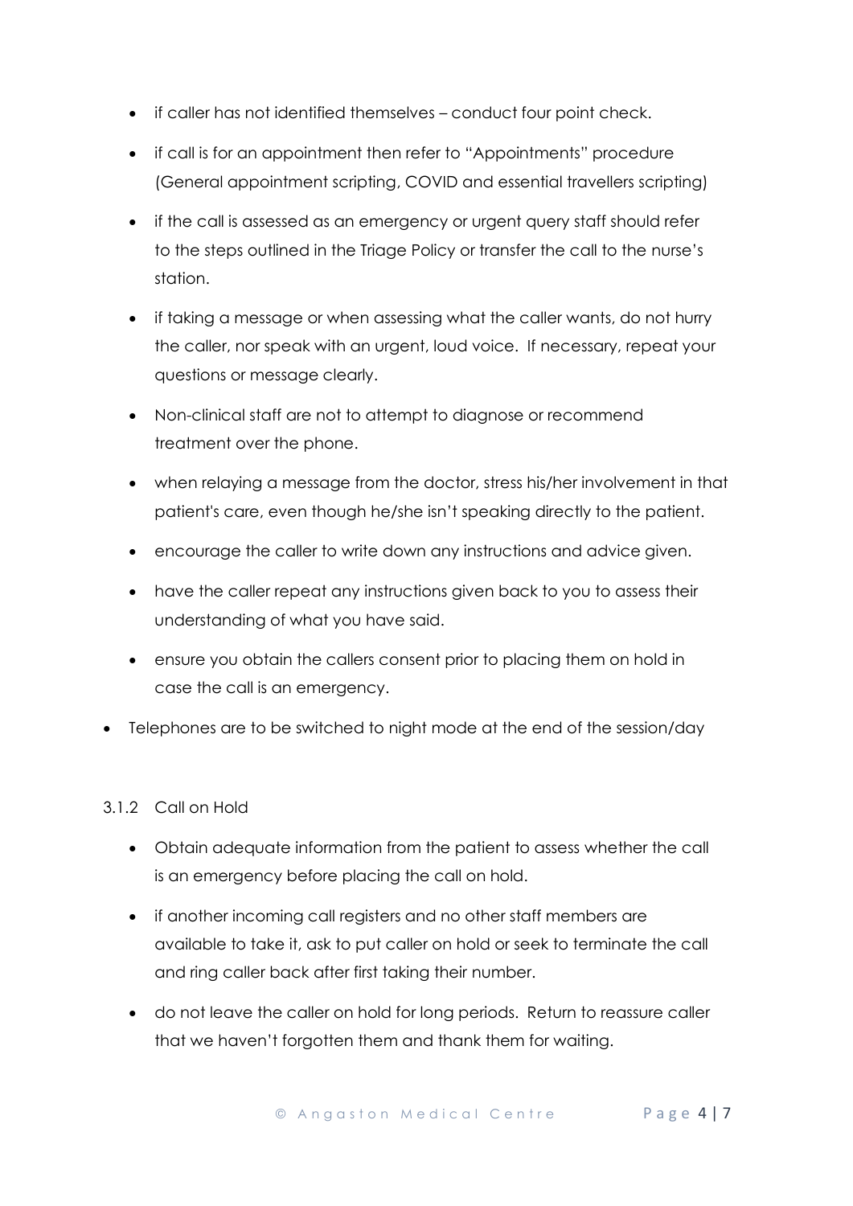- if caller has not identified themselves – conduct four point check.
- if call is for an appointment then refer to "Appointments" procedure (General appointment scripting, COVID and essential travellers scripting)
- if the call is assessed as an emergency or urgent query staff should refer to the steps outlined in the Triage Policy or transfer the call to the nurse's station.
- if taking a message or when assessing what the caller wants, do not hurry the caller, nor speak with an urgent, loud voice. If necessary, repeat your questions or message clearly.
- Non-clinical staff are not to attempt to diagnose or recommend treatment over the phone.
- when relaying a message from the doctor, stress his/her involvement in that patient's care, even though he/she isn't speaking directly to the patient.
- encourage the caller to write down any instructions and advice given.
- have the caller repeat any instructions given back to you to assess their understanding of what you have said.
- ensure you obtain the callers consent prior to placing them on hold in case the call is an emergency.

- Telephones are to be switched to night mode at the end of the session/day

### 3.1.2 Call on Hold

- Obtain adequate information from the patient to assess whether the call is an emergency before placing the call on hold.
- if another incoming call registers and no other staff members are available to take it, ask to put caller on hold or seek to terminate the call and ring caller back after first taking their number.
- do not leave the caller on hold for long periods. Return to reassure caller that we haven't forgotten them and thank them for waiting.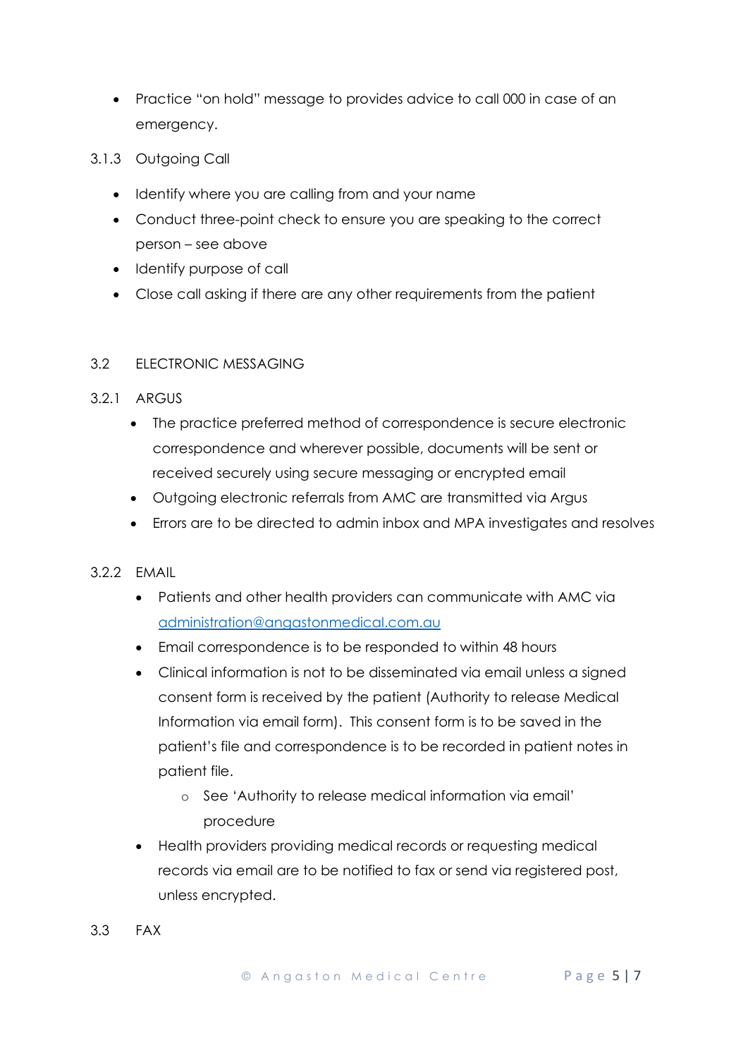- Practice "on hold" message to provides advice to call 000 in case of an emergency.

#### 3.1.3 Outgoing Call

- Identify where you are calling from and your name
- Conduct three-point check to ensure you are speaking to the correct person – see above
- Identify purpose of call
- Close call asking if there are any other requirements from the patient

## 3.2 ELECTRONIC MESSAGING

### 3.2.1 ARGUS

- The practice preferred method of correspondence is secure electronic correspondence and wherever possible, documents will be sent or received securely using secure messaging or encrypted email
- Outgoing electronic referrals from AMC are transmitted via Argus
- Errors are to be directed to admin inbox and MPA investigates and resolves

### 3.2.2 EMAIL

- Patients and other health providers can communicate with AMC via [administration@angastonmedical.com.au](mailto:administration@angastonmedical.com.au)
- Email correspondence is to be responded to within 48 hours
- Clinical information is not to be disseminated via email unless a signed consent form is received by the patient (Authority to release Medical Information via email form). This consent form is to be saved in the patient's file and correspondence is to be recorded in patient notes in patient file.
    - See 'Authority to release medical information via email' procedure
- Health providers providing medical records or requesting medical records via email are to be notified to fax or send via registered post, unless encrypted.

## 3.3 FAX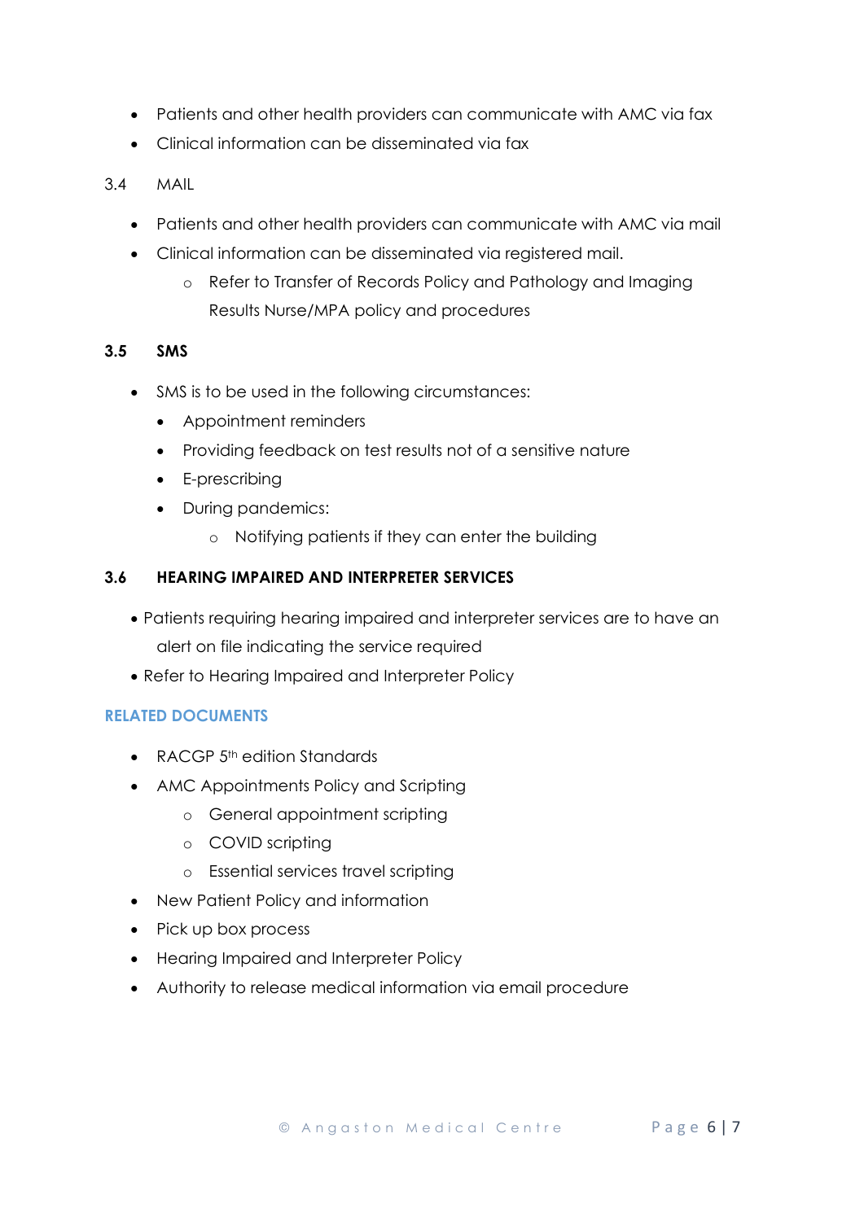- Patients and other health providers can communicate with AMC via fax
- Clinical information can be disseminated via fax

3.4 MAIL

- Patients and other health providers can communicate with AMC via mail
- Clinical information can be disseminated via registered mail.
  - Refer to Transfer of Records Policy and Pathology and Imaging Results Nurse/MPA policy and procedures

**3.5 SMS**

- SMS is to be used in the following circumstances:
  - Appointment reminders
  - Providing feedback on test results not of a sensitive nature
  - E-prescribing
  - During pandemics:
    - Notifying patients if they can enter the building

**3.6 HEARING IMPAIRED AND INTERPRETER SERVICES**

- Patients requiring hearing impaired and interpreter services are to have an alert on file indicating the service required
- Refer to Hearing Impaired and Interpreter Policy

**RELATED DOCUMENTS**

- RACGP 5th edition Standards
- AMC Appointments Policy and Scripting
  - General appointment scripting
  - COVID scripting
  - Essential services travel scripting
- New Patient Policy and information
- Pick up box process
- Hearing Impaired and Interpreter Policy
- Authority to release medical information via email procedure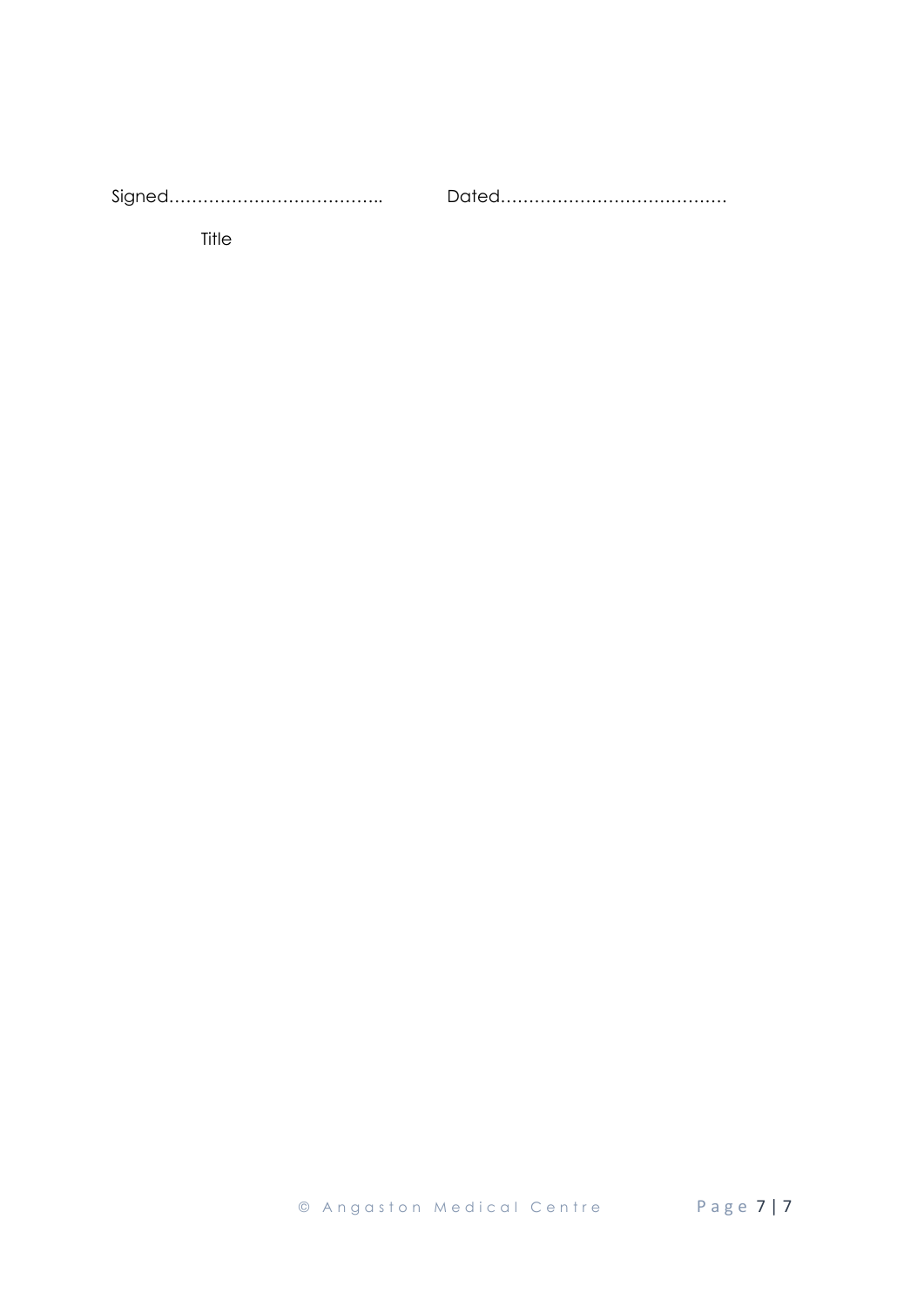Signed……………………………….. Dated…………………………………

Title